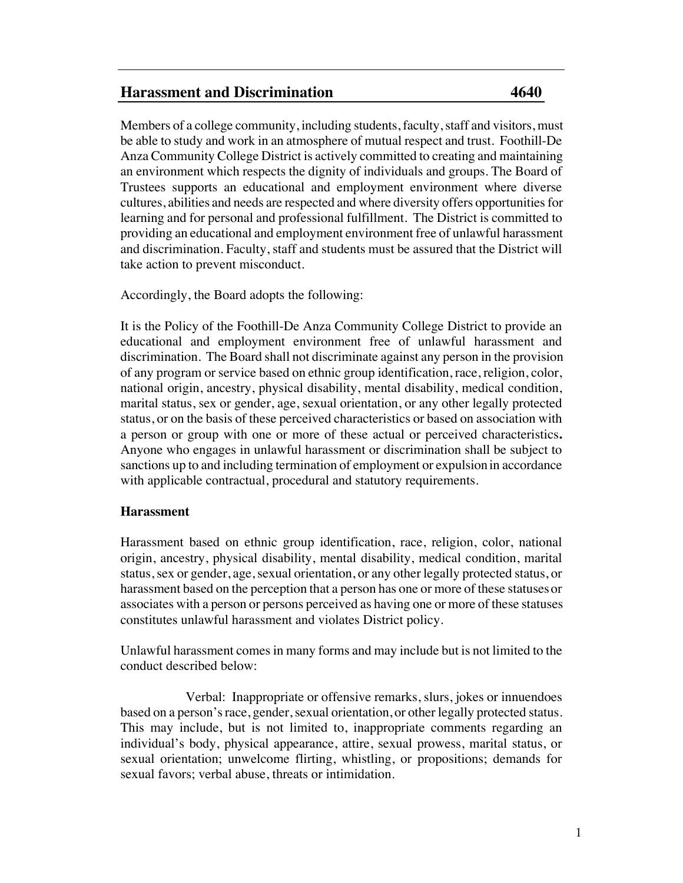## Harassment and Discrimination 4640

Members of a college community, including students, faculty, staff and visitors, must be able to study and work in an atmosphere of mutual respect and trust. Foothill-De Anza Community College District is actively committed to creating and maintaining an environment which respects the dignity of individuals and groups. The Board of Trustees supports an educational and employment environment where diverse cultures, abilities and needs are respected and where diversity offers opportunities for learning and for personal and professional fulfillment. The District is committed to providing an educational and employment environment free of unlawful harassment and discrimination. Faculty, staff and students must be assured that the District will take action to prevent misconduct.

Accordingly, the Board adopts the following:

It is the Policy of the Foothill-De Anza Community College District to provide an educational and employment environment free of unlawful harassment and discrimination. The Board shall not discriminate against any person in the provision of any program or service based on ethnic group identification, race, religion, color, national origin, ancestry, physical disability, mental disability, medical condition, marital status, sex or gender, age, sexual orientation, or any other legally protected status, or on the basis of these perceived characteristics or based on association with a person or group with one or more of these actual or perceived characteristics**.** Anyone who engages in unlawful harassment or discrimination shall be subject to sanctions up to and including termination of employment or expulsion in accordance with applicable contractual, procedural and statutory requirements.

### Harassment

Harassment based on ethnic group identification, race, religion, color, national origin, ancestry, physical disability, mental disability, medical condition, marital status, sex or gender, age, sexual orientation, or any other legally protected status, or harassment based on the perception that a person has one or more of these statuses or associates with a person or persons perceived as having one or more of these statuses constitutes unlawful harassment and violates District policy.

Unlawful harassment comes in many forms and may include but is not limited to the conduct described below:

Verbal: Inappropriate or offensive remarks, slurs, jokes or innuendoes based on a person's race, gender, sexual orientation, or other legally protected status. This may include, but is not limited to, inappropriate comments regarding an individual's body, physical appearance, attire, sexual prowess, marital status, or sexual orientation; unwelcome flirting, whistling, or propositions; demands for sexual favors; verbal abuse, threats or intimidation.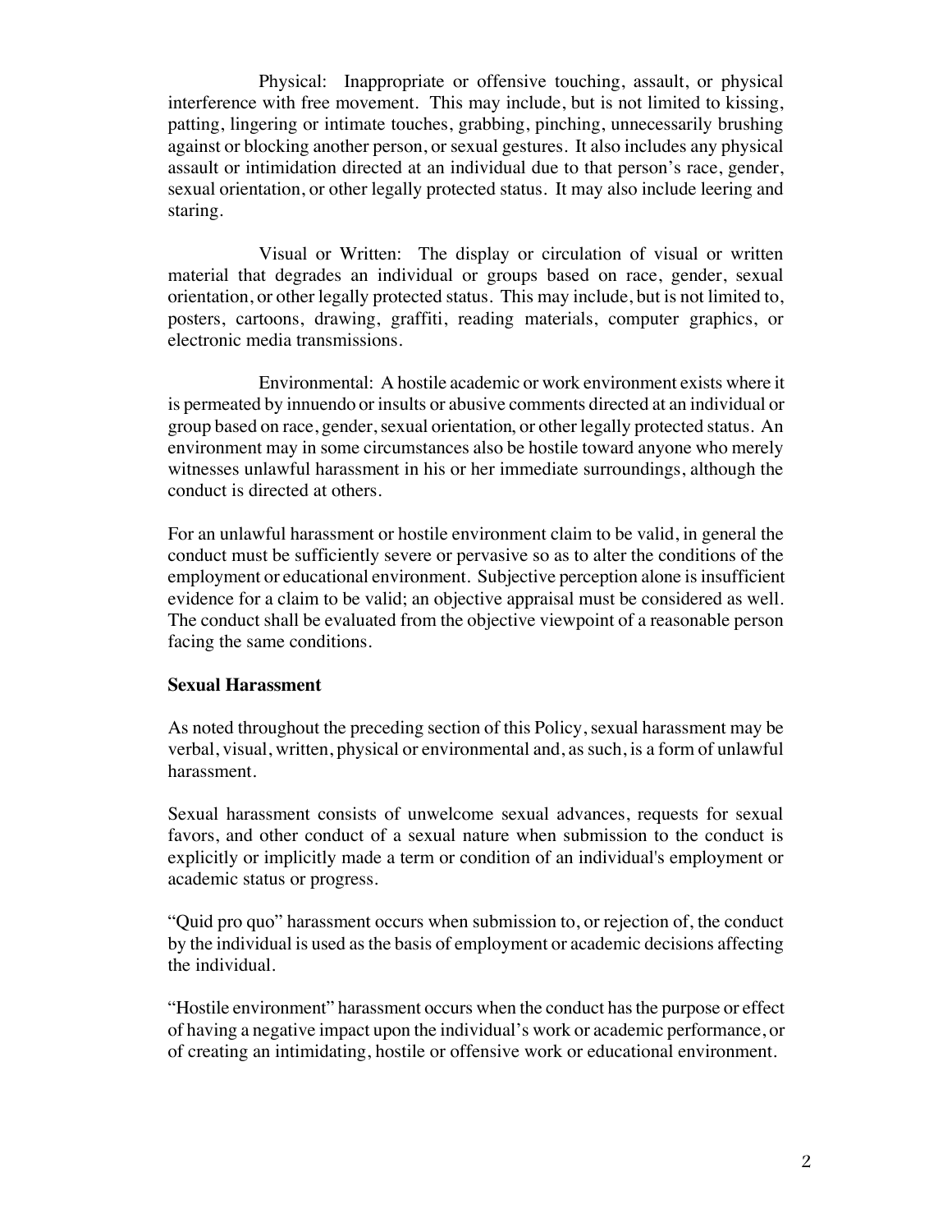Physical: Inappropriate or offensive touching, assault, or physical interference with free movement. This may include, but is not limited to kissing, patting, lingering or intimate touches, grabbing, pinching, unnecessarily brushing against or blocking another person, or sexual gestures. It also includes any physical assault or intimidation directed at an individual due to that person's race, gender, sexual orientation, or other legally protected status. It may also include leering and staring.

Visual or Written: The display or circulation of visual or written material that degrades an individual or groups based on race, gender, sexual orientation, or other legally protected status. This may include, but is not limited to, posters, cartoons, drawing, graffiti, reading materials, computer graphics, or electronic media transmissions.

Environmental: A hostile academic or work environment exists where it is permeated by innuendo or insults or abusive comments directed at an individual or group based on race, gender, sexual orientation, or other legally protected status. An environment may in some circumstances also be hostile toward anyone who merely witnesses unlawful harassment in his or her immediate surroundings, although the conduct is directed at others.

For an unlawful harassment or hostile environment claim to be valid, in general the conduct must be sufficiently severe or pervasive so as to alter the conditions of the employment or educational environment. Subjective perception alone is insufficient evidence for a claim to be valid; an objective appraisal must be considered as well. The conduct shall be evaluated from the objective viewpoint of a reasonable person facing the same conditions.

**Sexual Harassment**

As noted throughout the preceding section of this Policy, sexual harassment may be verbal, visual, written, physical or environmental and, as such, is a form of unlawful harassment.

Sexual harassment consists of unwelcome sexual advances, requests for sexual favors, and other conduct of a sexual nature when submission to the conduct is explicitly or implicitly made a term or condition of an individual's employment or academic status or progress.

"Quid pro quo" harassment occurs when submission to, or rejection of, the conduct by the individual is used as the basis of employment or academic decisions affecting the individual.

"Hostile environment" harassment occurs when the conduct has the purpose or effect of having a negative impact upon the individual's work or academic performance, or of creating an intimidating, hostile or offensive work or educational environment.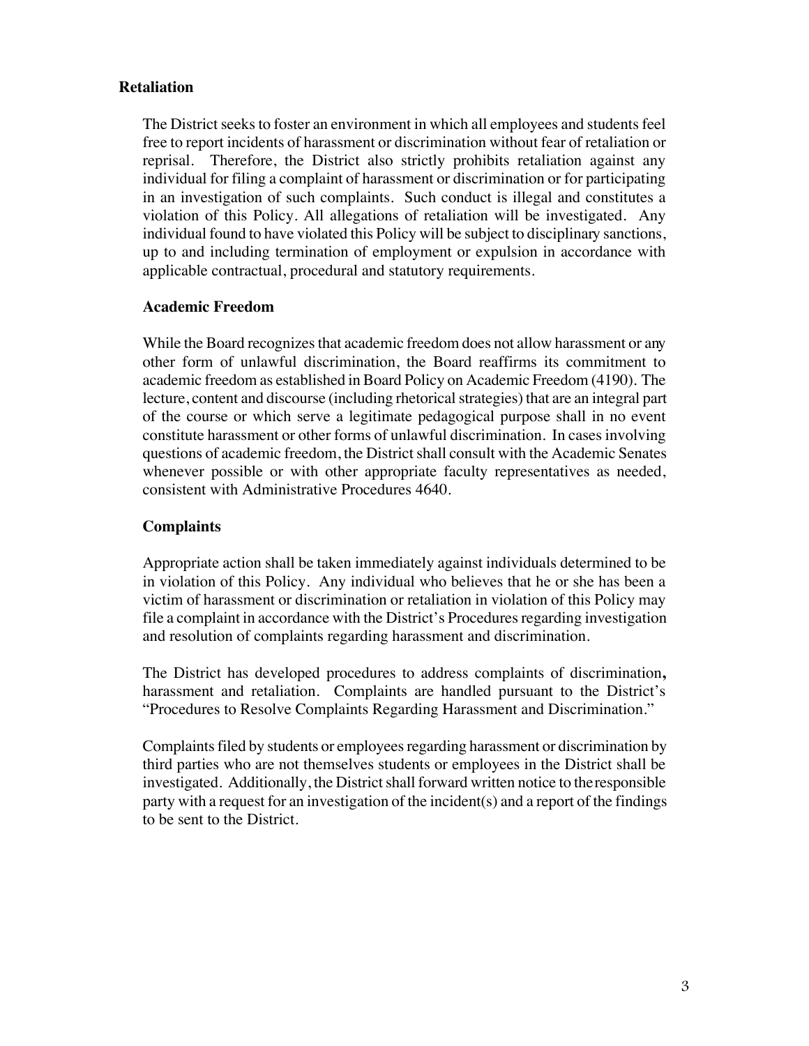### Retaliation

The District seeks to foster an environment in which all employees and students feel free to report incidents of harassment or discrimination without fear of retaliation or reprisal. Therefore, the District also strictly prohibits retaliation against any individual for filing a complaint of harassment or discrimination or for participating in an investigation of such complaints. Such conduct is illegal and constitutes a violation of this Policy. All allegations of retaliation will be investigated. Any individual found to have violated this Policy will be subject to disciplinary sanctions, up to and including termination of employment or expulsion in accordance with applicable contractual, procedural and statutory requirements.

### Academic Freedom

While the Board recognizes that academic freedom does not allow harassment or any other form of unlawful discrimination, the Board reaffirms its commitment to academic freedom as established in Board Policy on Academic Freedom (4190). The lecture, content and discourse (including rhetorical strategies) that are an integral part of the course or which serve a legitimate pedagogical purpose shall in no event constitute harassment or other forms of unlawful discrimination. In cases involving questions of academic freedom, the District shall consult with the Academic Senates whenever possible or with other appropriate faculty representatives as needed, consistent with Administrative Procedures 4640.

### Complaints

Appropriate action shall be taken immediately against individuals determined to be in violation of this Policy. Any individual who believes that he or she has been a victim of harassment or discrimination or retaliation in violation of this Policy may file a complaint in accordance with the District's Procedures regarding investigation and resolution of complaints regarding harassment and discrimination.

The District has developed procedures to address complaints of discrimination**,** harassment and retaliation. Complaints are handled pursuant to the District's "Procedures to Resolve Complaints Regarding Harassment and Discrimination."

Complaints filed by students or employees regarding harassment or discrimination by third parties who are not themselves students or employees in the District shall be investigated. Additionally, the District shall forward written notice to the responsible party with a request for an investigation of the incident(s) and a report of the findings to be sent to the District.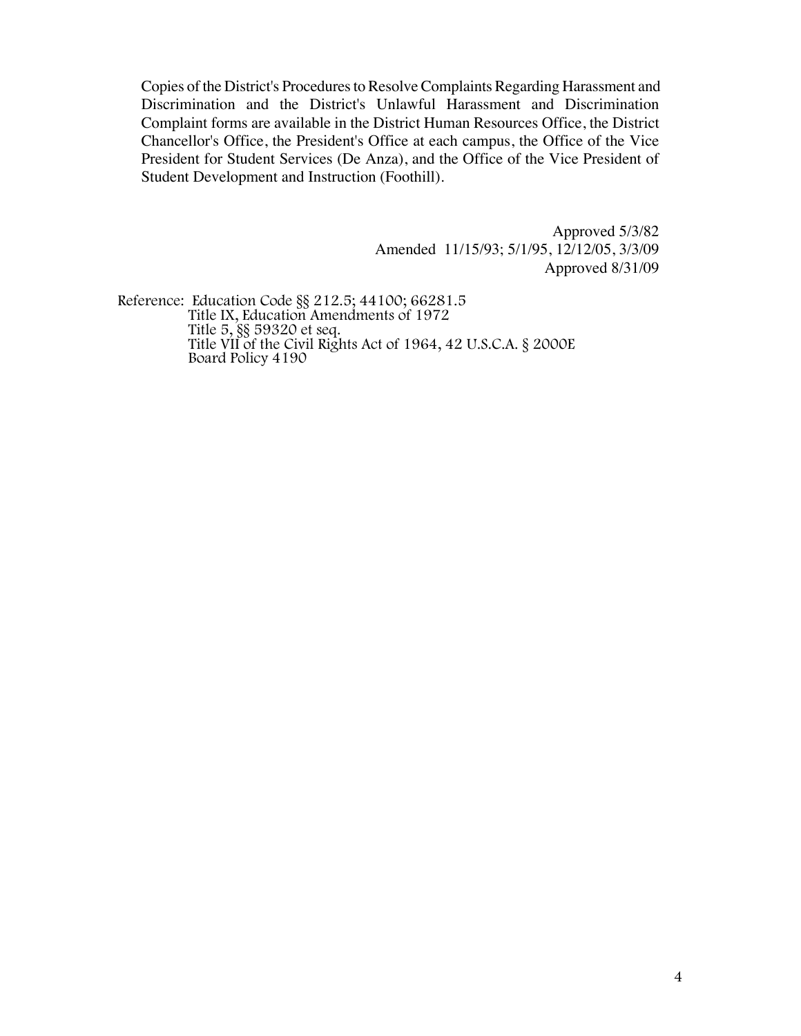Copies of the District's Procedures to Resolve Complaints Regarding Harassment and Discrimination and the District's Unlawful Harassment and Discrimination Complaint forms are available in the District Human Resources Office, the District Chancellor's Office, the President's Office at each campus, the Office of the Vice President for Student Services (De Anza), and the Office of the Vice President of Student Development and Instruction (Foothill).

Approved 5/3/82  
Amended 11/15/93; 5/1/95, 12/12/05, 3/3/09  
Approved 8/31/09

Reference: Education Code §§ 212.5; 44100; 66281.5  
Title IX, Education Amendments of 1972  
Title 5, §§ 59320 et seq.  
Title VII of the Civil Rights Act of 1964, 42 U.S.C.A. § 2000E  
Board Policy 4190